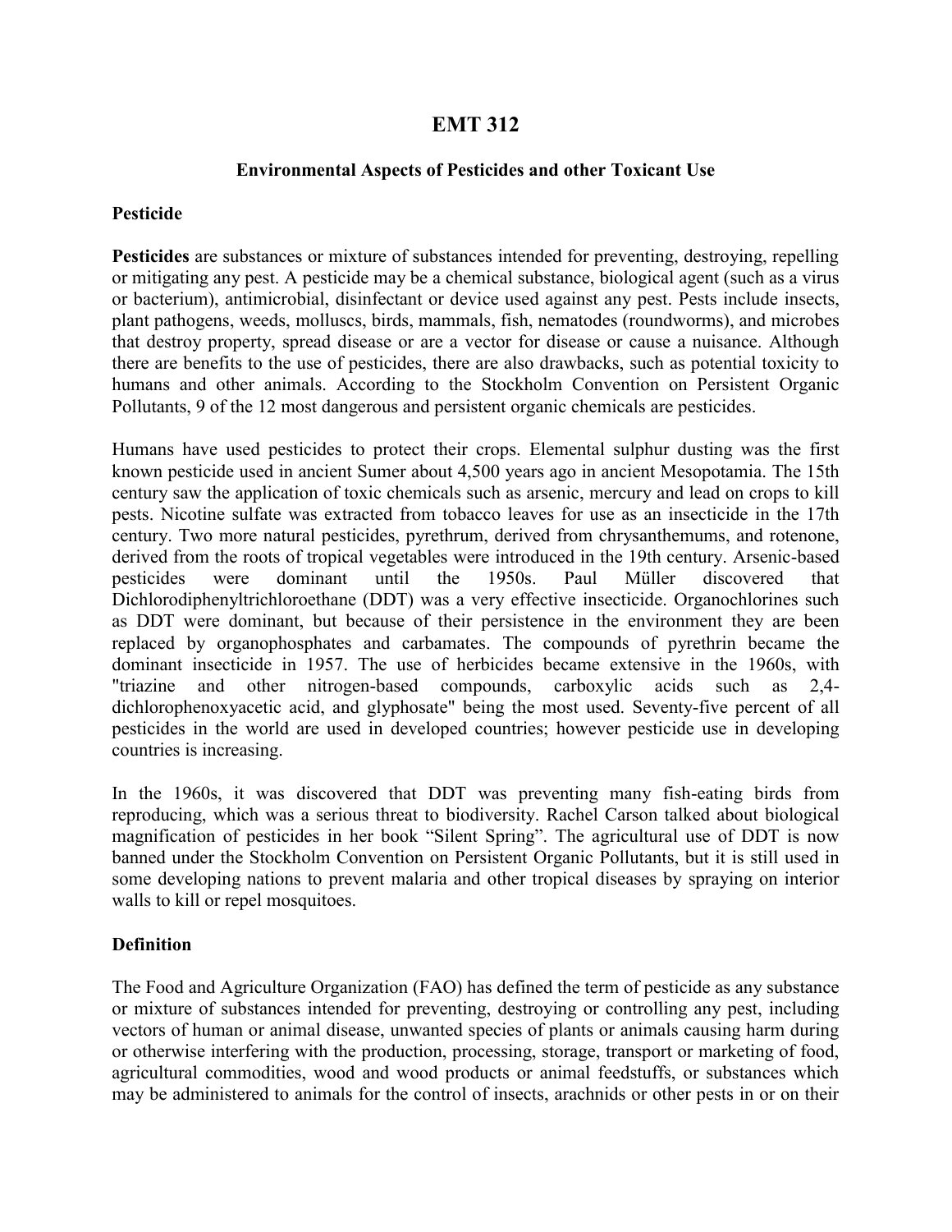# EMT 312

## Environmental Aspects of Pesticides and other Toxicant Use

### Pesticide

**Pesticides** are substances or mixture of substances intended for preventing, destroying, repelling or mitigating any pest. A pesticide may be a chemical substance, biological agent (such as a virus or bacterium), antimicrobial, disinfectant or device used against any pest. Pests include insects, plant pathogens, weeds, molluscs, birds, mammals, fish, nematodes (roundworms), and microbes that destroy property, spread disease or are a vector for disease or cause a nuisance. Although there are benefits to the use of pesticides, there are also drawbacks, such as potential toxicity to humans and other animals. According to the Stockholm Convention on Persistent Organic Pollutants, 9 of the 12 most dangerous and persistent organic chemicals are pesticides.

Humans have used pesticides to protect their crops. Elemental sulphur dusting was the first known pesticide used in ancient Sumer about 4,500 years ago in ancient Mesopotamia. The 15th century saw the application of toxic chemicals such as arsenic, mercury and lead on crops to kill pests. Nicotine sulfate was extracted from tobacco leaves for use as an insecticide in the 17th century. Two more natural pesticides, pyrethrum, derived from chrysanthemums, and rotenone, derived from the roots of tropical vegetables were introduced in the 19th century. Arsenic-based pesticides were dominant until the 1950s. Paul Müller discovered that Dichlorodiphenyltrichloroethane (DDT) was a very effective insecticide. Organochlorines such as DDT were dominant, but because of their persistence in the environment they are been replaced by organophosphates and carbamates. The compounds of pyrethrin became the dominant insecticide in 1957. The use of herbicides became extensive in the 1960s, with "triazine and other nitrogen-based compounds, carboxylic acids such as 2,4-dichlorophenoxyacetic acid, and glyphosate" being the most used. Seventy-five percent of all pesticides in the world are used in developed countries; however pesticide use in developing countries is increasing.

In the 1960s, it was discovered that DDT was preventing many fish-eating birds from reproducing, which was a serious threat to biodiversity. Rachel Carson talked about biological magnification of pesticides in her book "Silent Spring". The agricultural use of DDT is now banned under the Stockholm Convention on Persistent Organic Pollutants, but it is still used in some developing nations to prevent malaria and other tropical diseases by spraying on interior walls to kill or repel mosquitoes.

### Definition

The Food and Agriculture Organization (FAO) has defined the term of pesticide as any substance or mixture of substances intended for preventing, destroying or controlling any pest, including vectors of human or animal disease, unwanted species of plants or animals causing harm during or otherwise interfering with the production, processing, storage, transport or marketing of food, agricultural commodities, wood and wood products or animal feedstuffs, or substances which may be administered to animals for the control of insects, arachnids or other pests in or on their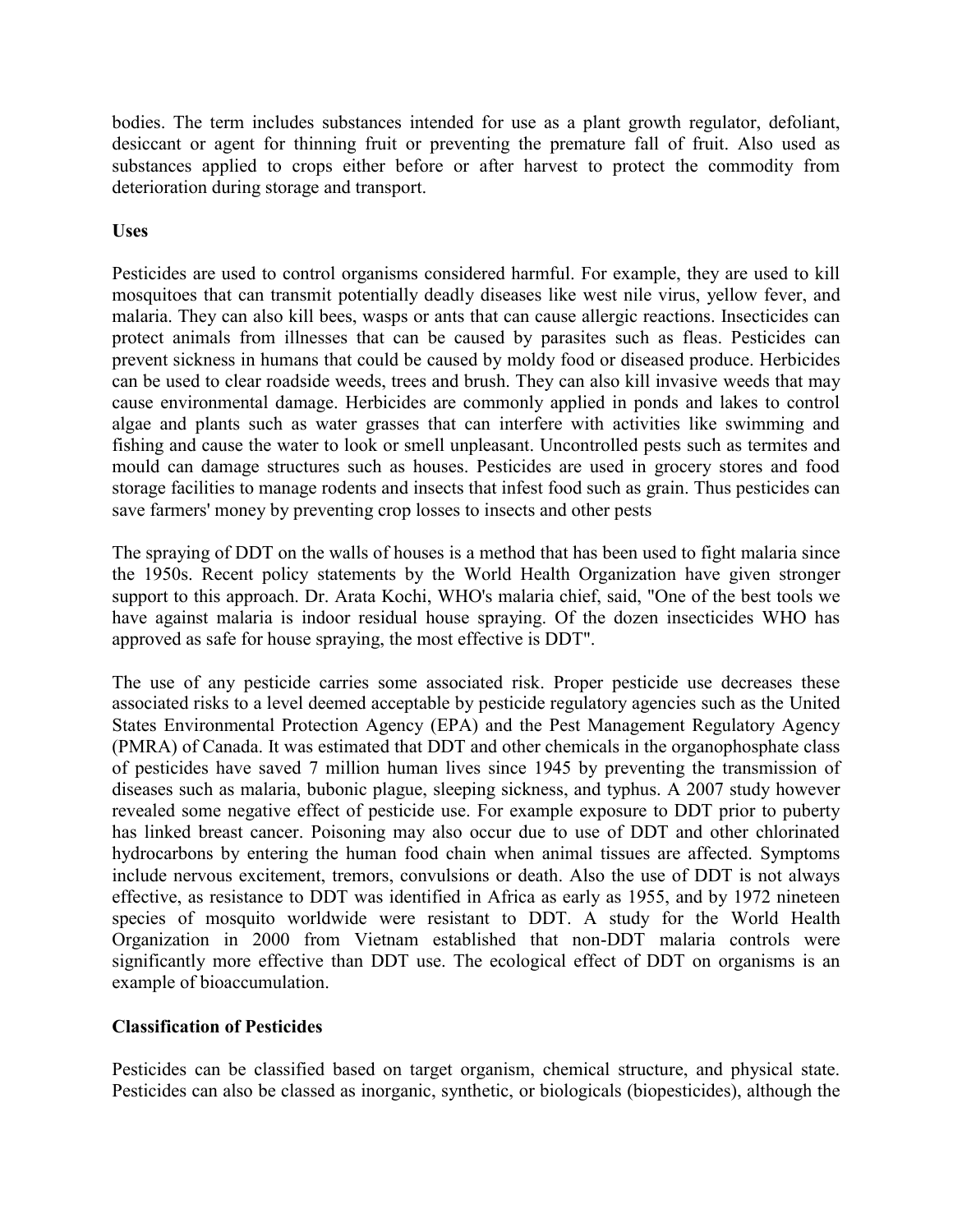bodies. The term includes substances intended for use as a plant growth regulator, defoliant, desiccant or agent for thinning fruit or preventing the premature fall of fruit. Also used as substances applied to crops either before or after harvest to protect the commodity from deterioration during storage and transport.

**Uses**

Pesticides are used to control organisms considered harmful. For example, they are used to kill mosquitoes that can transmit potentially deadly diseases like west nile virus, yellow fever, and malaria. They can also kill bees, wasps or ants that can cause allergic reactions. Insecticides can protect animals from illnesses that can be caused by parasites such as fleas. Pesticides can prevent sickness in humans that could be caused by moldy food or diseased produce. Herbicides can be used to clear roadside weeds, trees and brush. They can also kill invasive weeds that may cause environmental damage. Herbicides are commonly applied in ponds and lakes to control algae and plants such as water grasses that can interfere with activities like swimming and fishing and cause the water to look or smell unpleasant. Uncontrolled pests such as termites and mould can damage structures such as houses. Pesticides are used in grocery stores and food storage facilities to manage rodents and insects that infest food such as grain. Thus pesticides can save farmers' money by preventing crop losses to insects and other pests

The spraying of DDT on the walls of houses is a method that has been used to fight malaria since the 1950s. Recent policy statements by the World Health Organization have given stronger support to this approach. Dr. Arata Kochi, WHO's malaria chief, said, "One of the best tools we have against malaria is indoor residual house spraying. Of the dozen insecticides WHO has approved as safe for house spraying, the most effective is DDT".

The use of any pesticide carries some associated risk. Proper pesticide use decreases these associated risks to a level deemed acceptable by pesticide regulatory agencies such as the United States Environmental Protection Agency (EPA) and the Pest Management Regulatory Agency (PMRA) of Canada. It was estimated that DDT and other chemicals in the organophosphate class of pesticides have saved 7 million human lives since 1945 by preventing the transmission of diseases such as malaria, bubonic plague, sleeping sickness, and typhus. A 2007 study however revealed some negative effect of pesticide use. For example exposure to DDT prior to puberty has linked breast cancer. Poisoning may also occur due to use of DDT and other chlorinated hydrocarbons by entering the human food chain when animal tissues are affected. Symptoms include nervous excitement, tremors, convulsions or death. Also the use of DDT is not always effective, as resistance to DDT was identified in Africa as early as 1955, and by 1972 nineteen species of mosquito worldwide were resistant to DDT. A study for the World Health Organization in 2000 from Vietnam established that non-DDT malaria controls were significantly more effective than DDT use. The ecological effect of DDT on organisms is an example of bioaccumulation.

**Classification of Pesticides**

Pesticides can be classified based on target organism, chemical structure, and physical state. Pesticides can also be classed as inorganic, synthetic, or biologicals (biopesticides), although the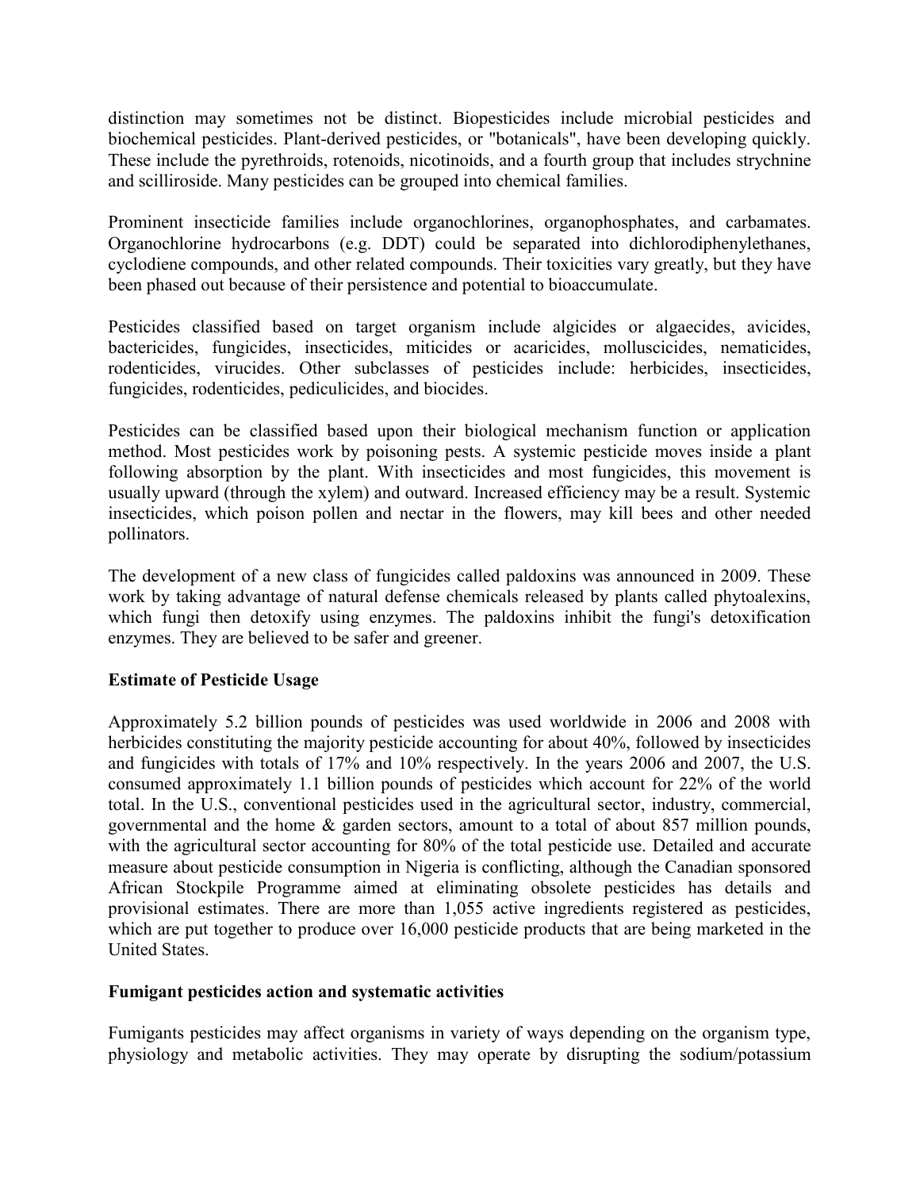distinction may sometimes not be distinct. Biopesticides include microbial pesticides and biochemical pesticides. Plant-derived pesticides, or "botanicals", have been developing quickly. These include the pyrethroids, rotenoids, nicotinoids, and a fourth group that includes strychnine and scilliroside. Many pesticides can be grouped into chemical families.

Prominent insecticide families include organochlorines, organophosphates, and carbamates. Organochlorine hydrocarbons (e.g. DDT) could be separated into dichlorodiphenylethanes, cyclodiene compounds, and other related compounds. Their toxicities vary greatly, but they have been phased out because of their persistence and potential to bioaccumulate.

Pesticides classified based on target organism include algicides or algaecides, avicides, bactericides, fungicides, insecticides, miticides or acaricides, molluscicides, nematicides, rodenticides, virucides. Other subclasses of pesticides include: herbicides, insecticides, fungicides, rodenticides, pediculicides, and biocides.

Pesticides can be classified based upon their biological mechanism function or application method. Most pesticides work by poisoning pests. A systemic pesticide moves inside a plant following absorption by the plant. With insecticides and most fungicides, this movement is usually upward (through the xylem) and outward. Increased efficiency may be a result. Systemic insecticides, which poison pollen and nectar in the flowers, may kill bees and other needed pollinators.

The development of a new class of fungicides called paldoxins was announced in 2009. These work by taking advantage of natural defense chemicals released by plants called phytoalexins, which fungi then detoxify using enzymes. The paldoxins inhibit the fungi's detoxification enzymes. They are believed to be safer and greener.

**Estimate of Pesticide Usage**

Approximately 5.2 billion pounds of pesticides was used worldwide in 2006 and 2008 with herbicides constituting the majority pesticide accounting for about 40%, followed by insecticides and fungicides with totals of 17% and 10% respectively. In the years 2006 and 2007, the U.S. consumed approximately 1.1 billion pounds of pesticides which account for 22% of the world total. In the U.S., conventional pesticides used in the agricultural sector, industry, commercial, governmental and the home & garden sectors, amount to a total of about 857 million pounds, with the agricultural sector accounting for 80% of the total pesticide use. Detailed and accurate measure about pesticide consumption in Nigeria is conflicting, although the Canadian sponsored African Stockpile Programme aimed at eliminating obsolete pesticides has details and provisional estimates. There are more than 1,055 active ingredients registered as pesticides, which are put together to produce over 16,000 pesticide products that are being marketed in the United States.

**Fumigant pesticides action and systematic activities**

Fumigants pesticides may affect organisms in variety of ways depending on the organism type, physiology and metabolic activities. They may operate by disrupting the sodium/potassium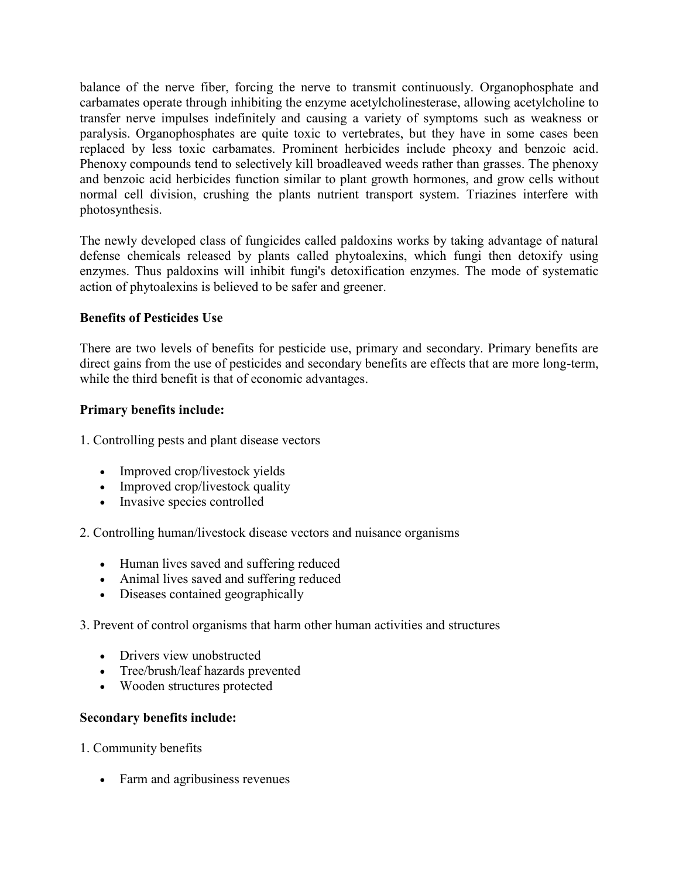balance of the nerve fiber, forcing the nerve to transmit continuously. Organophosphate and carbamates operate through inhibiting the enzyme acetylcholinesterase, allowing acetylcholine to transfer nerve impulses indefinitely and causing a variety of symptoms such as weakness or paralysis. Organophosphates are quite toxic to vertebrates, but they have in some cases been replaced by less toxic carbamates. Prominent herbicides include pheoxy and benzoic acid. Phenoxy compounds tend to selectively kill broadleaved weeds rather than grasses. The phenoxy and benzoic acid herbicides function similar to plant growth hormones, and grow cells without normal cell division, crushing the plants nutrient transport system. Triazines interfere with photosynthesis.

The newly developed class of fungicides called paldoxins works by taking advantage of natural defense chemicals released by plants called phytoalexins, which fungi then detoxify using enzymes. Thus paldoxins will inhibit fungi's detoxification enzymes. The mode of systematic action of phytoalexins is believed to be safer and greener.

**Benefits of Pesticides Use**

There are two levels of benefits for pesticide use, primary and secondary. Primary benefits are direct gains from the use of pesticides and secondary benefits are effects that are more long-term, while the third benefit is that of economic advantages.

**Primary benefits include:**

1. Controlling pests and plant disease vectors

- Improved crop/livestock yields
- Improved crop/livestock quality
- Invasive species controlled

2. Controlling human/livestock disease vectors and nuisance organisms

- Human lives saved and suffering reduced
- Animal lives saved and suffering reduced
- Diseases contained geographically

3. Prevent of control organisms that harm other human activities and structures

- Drivers view unobstructed
- Tree/brush/leaf hazards prevented
- Wooden structures protected

**Secondary benefits include:**

1. Community benefits

- Farm and agribusiness revenues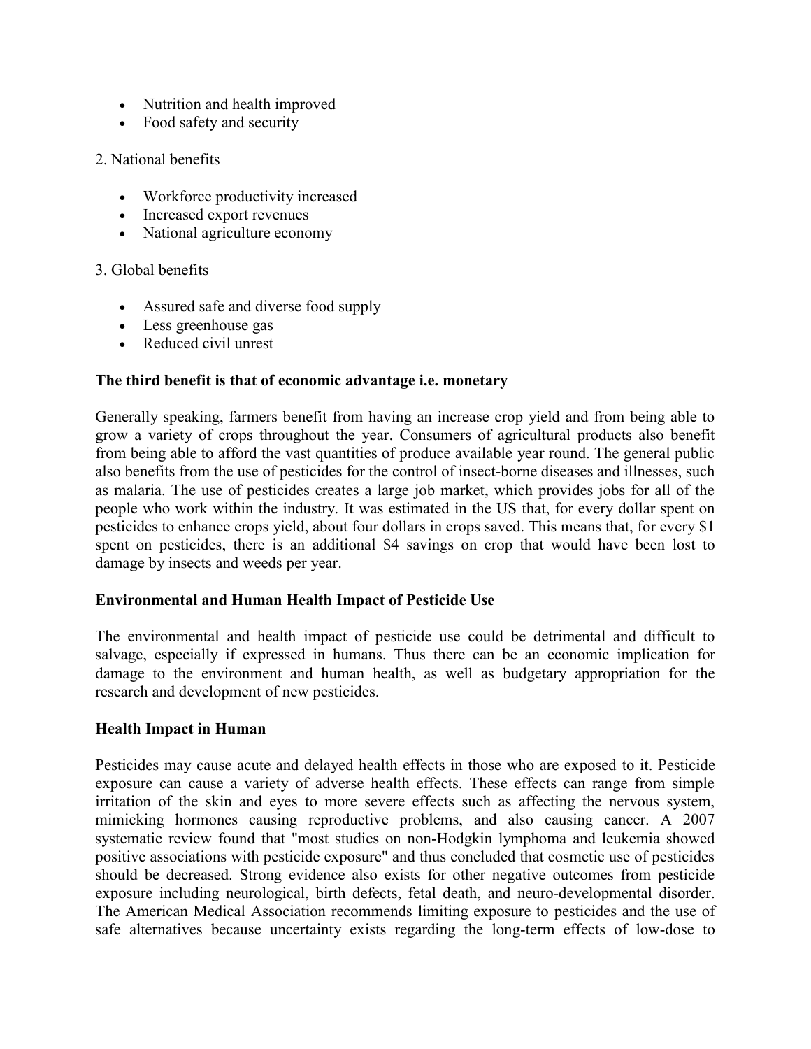- Nutrition and health improved
- Food safety and security

2. National benefits

- Workforce productivity increased
- Increased export revenues
- National agriculture economy

3. Global benefits

- Assured safe and diverse food supply
- Less greenhouse gas
- Reduced civil unrest

**The third benefit is that of economic advantage i.e. monetary**

Generally speaking, farmers benefit from having an increase crop yield and from being able to grow a variety of crops throughout the year. Consumers of agricultural products also benefit from being able to afford the vast quantities of produce available year round. The general public also benefits from the use of pesticides for the control of insect-borne diseases and illnesses, such as malaria. The use of pesticides creates a large job market, which provides jobs for all of the people who work within the industry. It was estimated in the US that, for every dollar spent on pesticides to enhance crops yield, about four dollars in crops saved. This means that, for every $1 spent on pesticides, there is an additional $4 savings on crop that would have been lost to damage by insects and weeds per year.

**Environmental and Human Health Impact of Pesticide Use**

The environmental and health impact of pesticide use could be detrimental and difficult to salvage, especially if expressed in humans. Thus there can be an economic implication for damage to the environment and human health, as well as budgetary appropriation for the research and development of new pesticides.

**Health Impact in Human**

Pesticides may cause acute and delayed health effects in those who are exposed to it. Pesticide exposure can cause a variety of adverse health effects. These effects can range from simple irritation of the skin and eyes to more severe effects such as affecting the nervous system, mimicking hormones causing reproductive problems, and also causing cancer. A 2007 systematic review found that "most studies on non-Hodgkin lymphoma and leukemia showed positive associations with pesticide exposure" and thus concluded that cosmetic use of pesticides should be decreased. Strong evidence also exists for other negative outcomes from pesticide exposure including neurological, birth defects, fetal death, and neuro-developmental disorder. The American Medical Association recommends limiting exposure to pesticides and the use of safe alternatives because uncertainty exists regarding the long-term effects of low-dose to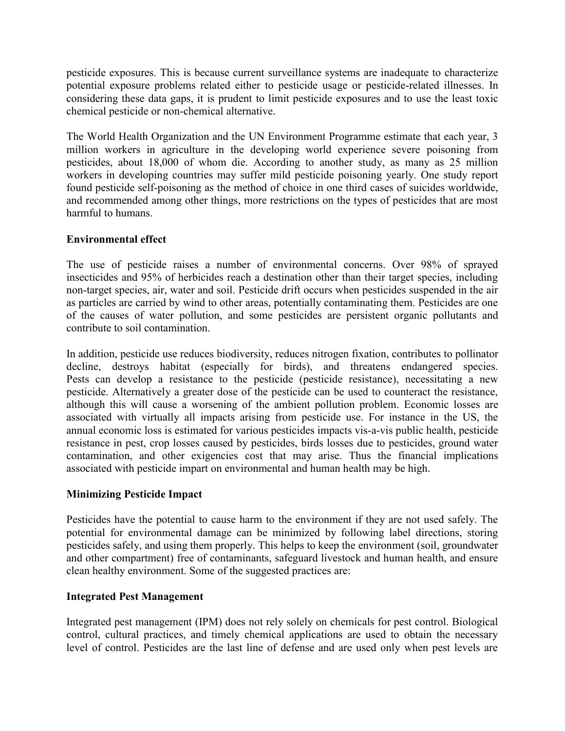pesticide exposures. This is because current surveillance systems are inadequate to characterize potential exposure problems related either to pesticide usage or pesticide-related illnesses. In considering these data gaps, it is prudent to limit pesticide exposures and to use the least toxic chemical pesticide or non-chemical alternative.

The World Health Organization and the UN Environment Programme estimate that each year, 3 million workers in agriculture in the developing world experience severe poisoning from pesticides, about 18,000 of whom die. According to another study, as many as 25 million workers in developing countries may suffer mild pesticide poisoning yearly. One study report found pesticide self-poisoning as the method of choice in one third cases of suicides worldwide, and recommended among other things, more restrictions on the types of pesticides that are most harmful to humans.

**Environmental effect**

The use of pesticide raises a number of environmental concerns. Over 98% of sprayed insecticides and 95% of herbicides reach a destination other than their target species, including non-target species, air, water and soil. Pesticide drift occurs when pesticides suspended in the air as particles are carried by wind to other areas, potentially contaminating them. Pesticides are one of the causes of water pollution, and some pesticides are persistent organic pollutants and contribute to soil contamination.

In addition, pesticide use reduces biodiversity, reduces nitrogen fixation, contributes to pollinator decline, destroys habitat (especially for birds), and threatens endangered species. Pests can develop a resistance to the pesticide (pesticide resistance), necessitating a new pesticide. Alternatively a greater dose of the pesticide can be used to counteract the resistance, although this will cause a worsening of the ambient pollution problem. Economic losses are associated with virtually all impacts arising from pesticide use. For instance in the US, the annual economic loss is estimated for various pesticides impacts vis-a-vis public health, pesticide resistance in pest, crop losses caused by pesticides, birds losses due to pesticides, ground water contamination, and other exigencies cost that may arise. Thus the financial implications associated with pesticide impart on environmental and human health may be high.

**Minimizing Pesticide Impact**

Pesticides have the potential to cause harm to the environment if they are not used safely. The potential for environmental damage can be minimized by following label directions, storing pesticides safely, and using them properly. This helps to keep the environment (soil, groundwater and other compartment) free of contaminants, safeguard livestock and human health, and ensure clean healthy environment. Some of the suggested practices are:

**Integrated Pest Management**

Integrated pest management (IPM) does not rely solely on chemicals for pest control. Biological control, cultural practices, and timely chemical applications are used to obtain the necessary level of control. Pesticides are the last line of defense and are used only when pest levels are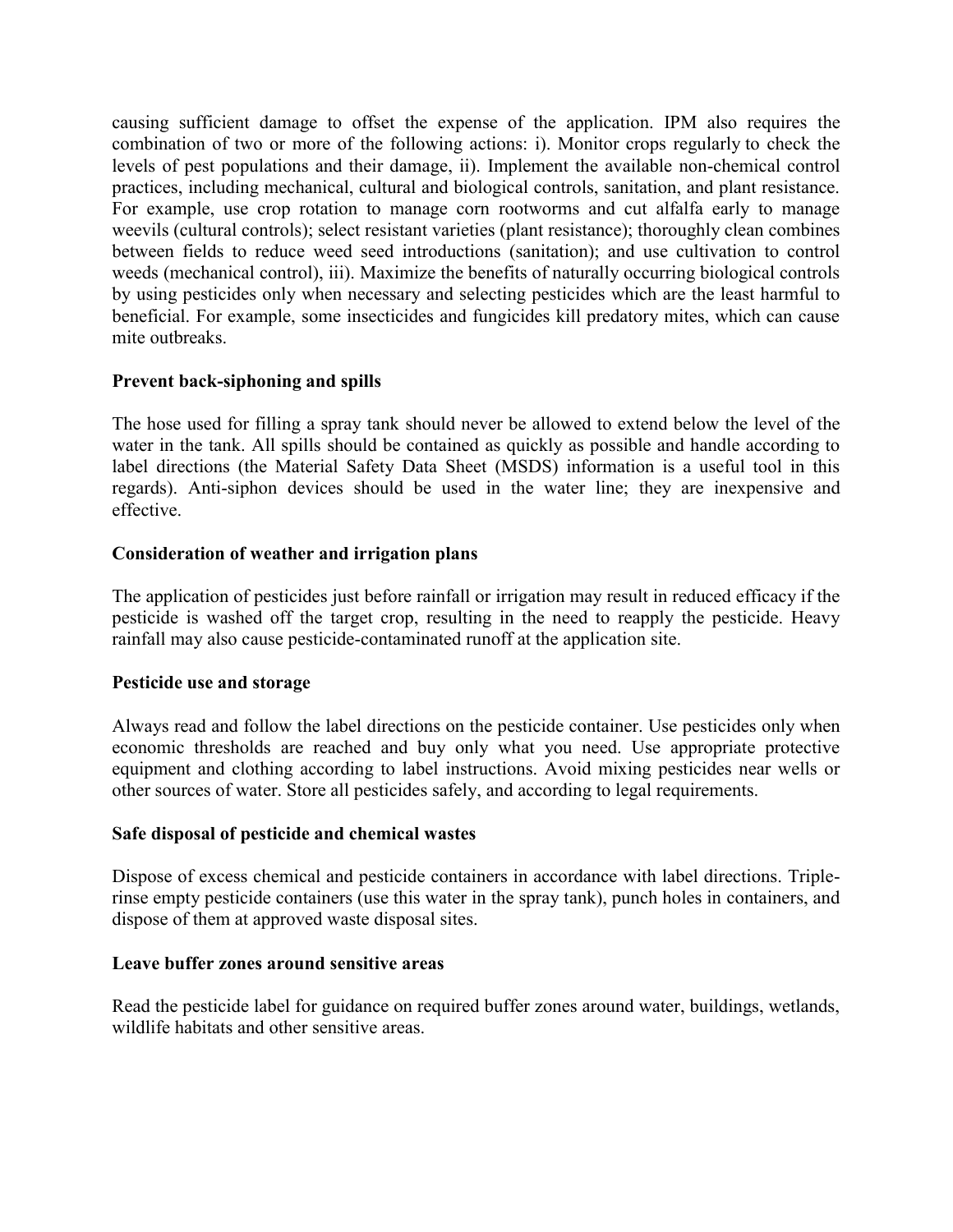causing sufficient damage to offset the expense of the application. IPM also requires the combination of two or more of the following actions: i). Monitor crops regularly to check the levels of pest populations and their damage, ii). Implement the available non-chemical control practices, including mechanical, cultural and biological controls, sanitation, and plant resistance. For example, use crop rotation to manage corn rootworms and cut alfalfa early to manage weevils (cultural controls); select resistant varieties (plant resistance); thoroughly clean combines between fields to reduce weed seed introductions (sanitation); and use cultivation to control weeds (mechanical control), iii). Maximize the benefits of naturally occurring biological controls by using pesticides only when necessary and selecting pesticides which are the least harmful to beneficial. For example, some insecticides and fungicides kill predatory mites, which can cause mite outbreaks.

**Prevent back-siphoning and spills**

The hose used for filling a spray tank should never be allowed to extend below the level of the water in the tank. All spills should be contained as quickly as possible and handle according to label directions (the Material Safety Data Sheet (MSDS) information is a useful tool in this regards). Anti-siphon devices should be used in the water line; they are inexpensive and effective.

**Consideration of weather and irrigation plans**

The application of pesticides just before rainfall or irrigation may result in reduced efficacy if the pesticide is washed off the target crop, resulting in the need to reapply the pesticide. Heavy rainfall may also cause pesticide-contaminated runoff at the application site.

**Pesticide use and storage**

Always read and follow the label directions on the pesticide container. Use pesticides only when economic thresholds are reached and buy only what you need. Use appropriate protective equipment and clothing according to label instructions. Avoid mixing pesticides near wells or other sources of water. Store all pesticides safely, and according to legal requirements.

**Safe disposal of pesticide and chemical wastes**

Dispose of excess chemical and pesticide containers in accordance with label directions. Triple-rinse empty pesticide containers (use this water in the spray tank), punch holes in containers, and dispose of them at approved waste disposal sites.

**Leave buffer zones around sensitive areas**

Read the pesticide label for guidance on required buffer zones around water, buildings, wetlands, wildlife habitats and other sensitive areas.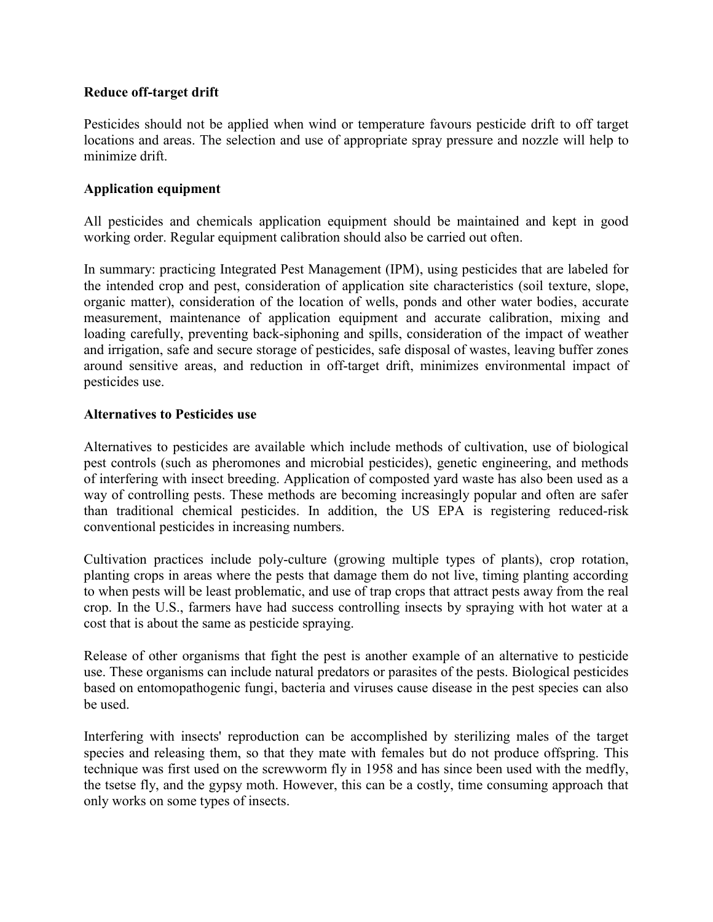**Reduce off-target drift**

Pesticides should not be applied when wind or temperature favours pesticide drift to off target locations and areas. The selection and use of appropriate spray pressure and nozzle will help to minimize drift.

**Application equipment**

All pesticides and chemicals application equipment should be maintained and kept in good working order. Regular equipment calibration should also be carried out often.

In summary: practicing Integrated Pest Management (IPM), using pesticides that are labeled for the intended crop and pest, consideration of application site characteristics (soil texture, slope, organic matter), consideration of the location of wells, ponds and other water bodies, accurate measurement, maintenance of application equipment and accurate calibration, mixing and loading carefully, preventing back-siphoning and spills, consideration of the impact of weather and irrigation, safe and secure storage of pesticides, safe disposal of wastes, leaving buffer zones around sensitive areas, and reduction in off-target drift, minimizes environmental impact of pesticides use.

**Alternatives to Pesticides use**

Alternatives to pesticides are available which include methods of cultivation, use of biological pest controls (such as pheromones and microbial pesticides), genetic engineering, and methods of interfering with insect breeding. Application of composted yard waste has also been used as a way of controlling pests. These methods are becoming increasingly popular and often are safer than traditional chemical pesticides. In addition, the US EPA is registering reduced-risk conventional pesticides in increasing numbers.

Cultivation practices include poly-culture (growing multiple types of plants), crop rotation, planting crops in areas where the pests that damage them do not live, timing planting according to when pests will be least problematic, and use of trap crops that attract pests away from the real crop. In the U.S., farmers have had success controlling insects by spraying with hot water at a cost that is about the same as pesticide spraying.

Release of other organisms that fight the pest is another example of an alternative to pesticide use. These organisms can include natural predators or parasites of the pests. Biological pesticides based on entomopathogenic fungi, bacteria and viruses cause disease in the pest species can also be used.

Interfering with insects' reproduction can be accomplished by sterilizing males of the target species and releasing them, so that they mate with females but do not produce offspring. This technique was first used on the screwworm fly in 1958 and has since been used with the medfly, the tsetse fly, and the gypsy moth. However, this can be a costly, time consuming approach that only works on some types of insects.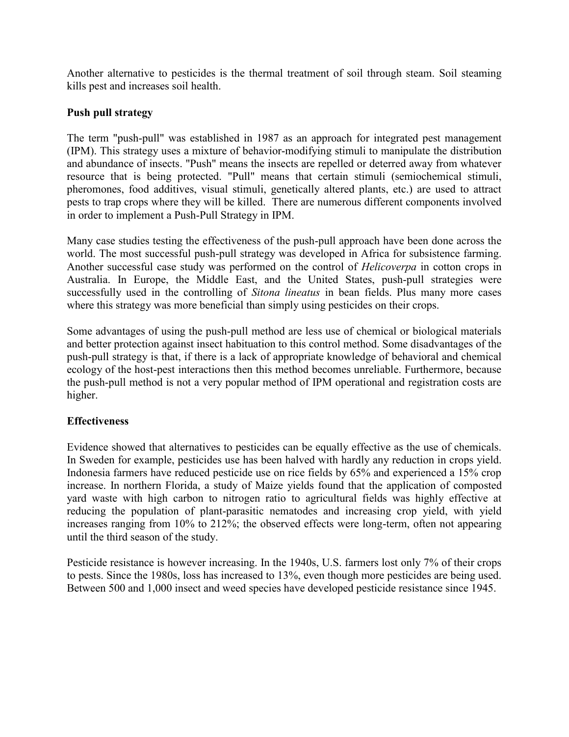Another alternative to pesticides is the thermal treatment of soil through steam. Soil steaming kills pest and increases soil health.

### Push pull strategy

The term "push-pull" was established in 1987 as an approach for integrated pest management (IPM). This strategy uses a mixture of behavior-modifying stimuli to manipulate the distribution and abundance of insects. "Push" means the insects are repelled or deterred away from whatever resource that is being protected. "Pull" means that certain stimuli (semiochemical stimuli, pheromones, food additives, visual stimuli, genetically altered plants, etc.) are used to attract pests to trap crops where they will be killed. There are numerous different components involved in order to implement a Push-Pull Strategy in IPM.

Many case studies testing the effectiveness of the push-pull approach have been done across the world. The most successful push-pull strategy was developed in Africa for subsistence farming. Another successful case study was performed on the control of *Helicoverpa* in cotton crops in Australia. In Europe, the Middle East, and the United States, push-pull strategies were successfully used in the controlling of *Sitona lineatus* in bean fields. Plus many more cases where this strategy was more beneficial than simply using pesticides on their crops.

Some advantages of using the push-pull method are less use of chemical or biological materials and better protection against insect habituation to this control method. Some disadvantages of the push-pull strategy is that, if there is a lack of appropriate knowledge of behavioral and chemical ecology of the host-pest interactions then this method becomes unreliable. Furthermore, because the push-pull method is not a very popular method of IPM operational and registration costs are higher.

### Effectiveness

Evidence showed that alternatives to pesticides can be equally effective as the use of chemicals. In Sweden for example, pesticides use has been halved with hardly any reduction in crops yield. Indonesia farmers have reduced pesticide use on rice fields by 65% and experienced a 15% crop increase. In northern Florida, a study of Maize yields found that the application of composted yard waste with high carbon to nitrogen ratio to agricultural fields was highly effective at reducing the population of plant-parasitic nematodes and increasing crop yield, with yield increases ranging from 10% to 212%; the observed effects were long-term, often not appearing until the third season of the study.

Pesticide resistance is however increasing. In the 1940s, U.S. farmers lost only 7% of their crops to pests. Since the 1980s, loss has increased to 13%, even though more pesticides are being used. Between 500 and 1,000 insect and weed species have developed pesticide resistance since 1945.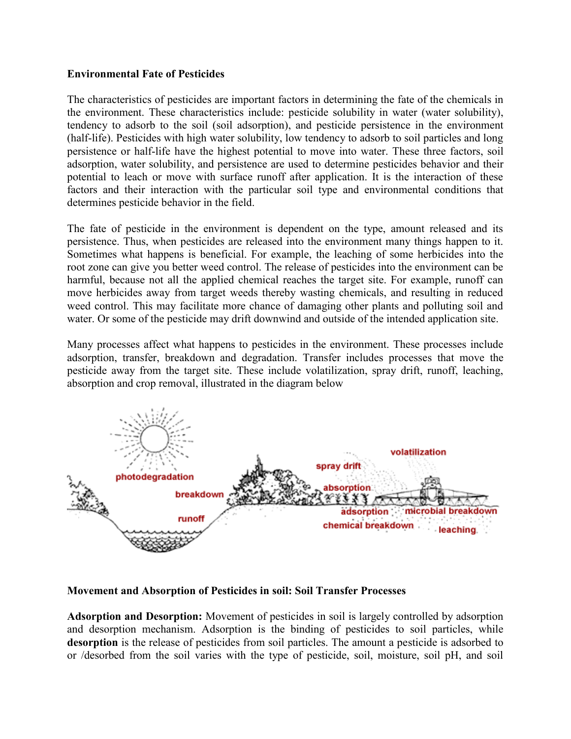**Environmental Fate of Pesticides**

The characteristics of pesticides are important factors in determining the fate of the chemicals in the environment. These characteristics include: pesticide solubility in water (water solubility), tendency to adsorb to the soil (soil adsorption), and pesticide persistence in the environment (half-life). Pesticides with high water solubility, low tendency to adsorb to soil particles and long persistence or half-life have the highest potential to move into water. These three factors, soil adsorption, water solubility, and persistence are used to determine pesticides behavior and their potential to leach or move with surface runoff after application. It is the interaction of these factors and their interaction with the particular soil type and environmental conditions that determines pesticide behavior in the field.

The fate of pesticide in the environment is dependent on the type, amount released and its persistence. Thus, when pesticides are released into the environment many things happen to it. Sometimes what happens is beneficial. For example, the leaching of some herbicides into the root zone can give you better weed control. The release of pesticides into the environment can be harmful, because not all the applied chemical reaches the target site. For example, runoff can move herbicides away from target weeds thereby wasting chemicals, and resulting in reduced weed control. This may facilitate more chance of damaging other plants and polluting soil and water. Or some of the pesticide may drift downwind and outside of the intended application site.

Many processes affect what happens to pesticides in the environment. These processes include adsorption, transfer, breakdown and degradation. Transfer includes processes that move the pesticide away from the target site. These include volatilization, spray drift, runoff, leaching, absorption and crop removal, illustrated in the diagram below

photodegradation breakdown runoff spray drift volatilization absorption adsorption microbial breakdown chemical breakdown leaching

**Movement and Absorption of Pesticides in soil: Soil Transfer Processes**

**Adsorption and Desorption:** Movement of pesticides in soil is largely controlled by adsorption and desorption mechanism. Adsorption is the binding of pesticides to soil particles, while **desorption** is the release of pesticides from soil particles. The amount a pesticide is adsorbed to or /desorbed from the soil varies with the type of pesticide, soil, moisture, soil pH, and soil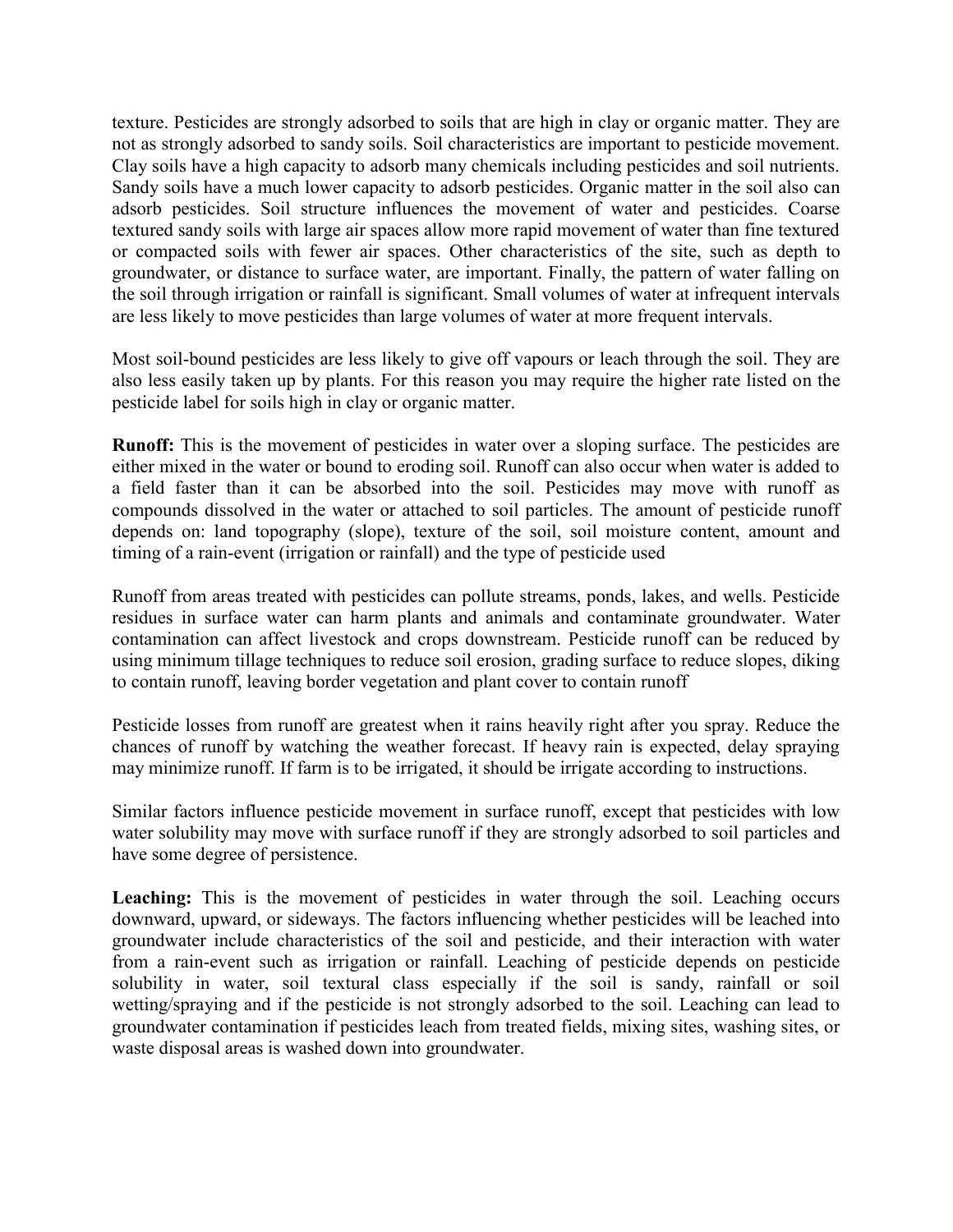texture. Pesticides are strongly adsorbed to soils that are high in clay or organic matter. They are not as strongly adsorbed to sandy soils. Soil characteristics are important to pesticide movement. Clay soils have a high capacity to adsorb many chemicals including pesticides and soil nutrients. Sandy soils have a much lower capacity to adsorb pesticides. Organic matter in the soil also can adsorb pesticides. Soil structure influences the movement of water and pesticides. Coarse textured sandy soils with large air spaces allow more rapid movement of water than fine textured or compacted soils with fewer air spaces. Other characteristics of the site, such as depth to groundwater, or distance to surface water, are important. Finally, the pattern of water falling on the soil through irrigation or rainfall is significant. Small volumes of water at infrequent intervals are less likely to move pesticides than large volumes of water at more frequent intervals.

Most soil-bound pesticides are less likely to give off vapours or leach through the soil. They are also less easily taken up by plants. For this reason you may require the higher rate listed on the pesticide label for soils high in clay or organic matter.

**Runoff:** This is the movement of pesticides in water over a sloping surface. The pesticides are either mixed in the water or bound to eroding soil. Runoff can also occur when water is added to a field faster than it can be absorbed into the soil. Pesticides may move with runoff as compounds dissolved in the water or attached to soil particles. The amount of pesticide runoff depends on: land topography (slope), texture of the soil, soil moisture content, amount and timing of a rain-event (irrigation or rainfall) and the type of pesticide used

Runoff from areas treated with pesticides can pollute streams, ponds, lakes, and wells. Pesticide residues in surface water can harm plants and animals and contaminate groundwater. Water contamination can affect livestock and crops downstream. Pesticide runoff can be reduced by using minimum tillage techniques to reduce soil erosion, grading surface to reduce slopes, diking to contain runoff, leaving border vegetation and plant cover to contain runoff

Pesticide losses from runoff are greatest when it rains heavily right after you spray. Reduce the chances of runoff by watching the weather forecast. If heavy rain is expected, delay spraying may minimize runoff. If farm is to be irrigated, it should be irrigate according to instructions.

Similar factors influence pesticide movement in surface runoff, except that pesticides with low water solubility may move with surface runoff if they are strongly adsorbed to soil particles and have some degree of persistence.

**Leaching:** This is the movement of pesticides in water through the soil. Leaching occurs downward, upward, or sideways. The factors influencing whether pesticides will be leached into groundwater include characteristics of the soil and pesticide, and their interaction with water from a rain-event such as irrigation or rainfall. Leaching of pesticide depends on pesticide solubility in water, soil textural class especially if the soil is sandy, rainfall or soil wetting/spraying and if the pesticide is not strongly adsorbed to the soil. Leaching can lead to groundwater contamination if pesticides leach from treated fields, mixing sites, washing sites, or waste disposal areas is washed down into groundwater.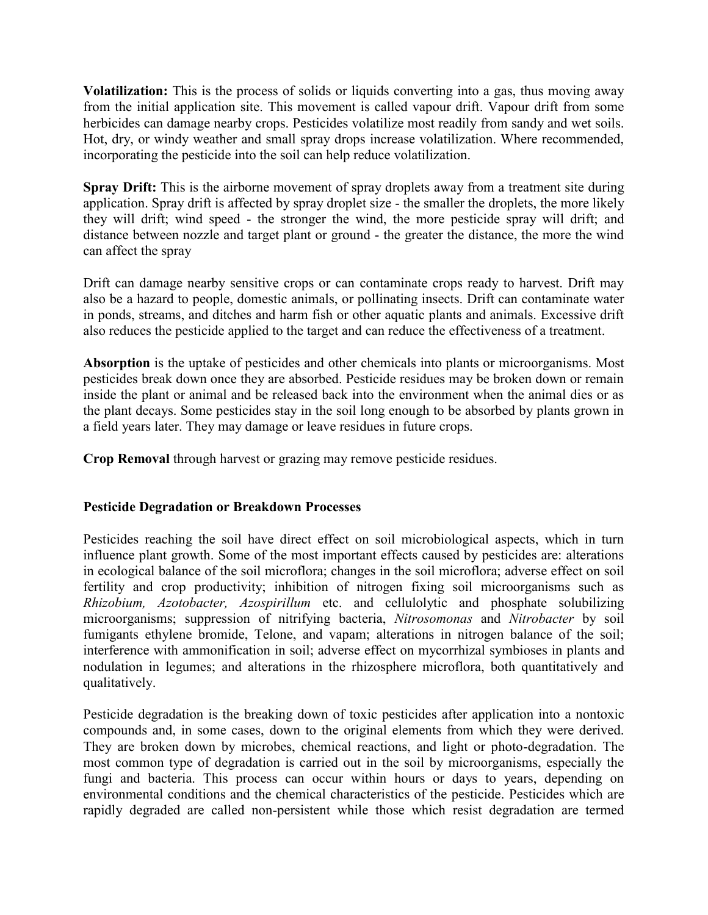**Volatilization:** This is the process of solids or liquids converting into a gas, thus moving away from the initial application site. This movement is called vapour drift. Vapour drift from some herbicides can damage nearby crops. Pesticides volatilize most readily from sandy and wet soils. Hot, dry, or windy weather and small spray drops increase volatilization. Where recommended, incorporating the pesticide into the soil can help reduce volatilization.

**Spray Drift:** This is the airborne movement of spray droplets away from a treatment site during application. Spray drift is affected by spray droplet size - the smaller the droplets, the more likely they will drift; wind speed - the stronger the wind, the more pesticide spray will drift; and distance between nozzle and target plant or ground - the greater the distance, the more the wind can affect the spray

Drift can damage nearby sensitive crops or can contaminate crops ready to harvest. Drift may also be a hazard to people, domestic animals, or pollinating insects. Drift can contaminate water in ponds, streams, and ditches and harm fish or other aquatic plants and animals. Excessive drift also reduces the pesticide applied to the target and can reduce the effectiveness of a treatment.

**Absorption** is the uptake of pesticides and other chemicals into plants or microorganisms. Most pesticides break down once they are absorbed. Pesticide residues may be broken down or remain inside the plant or animal and be released back into the environment when the animal dies or as the plant decays. Some pesticides stay in the soil long enough to be absorbed by plants grown in a field years later. They may damage or leave residues in future crops.

**Crop Removal** through harvest or grazing may remove pesticide residues.

**Pesticide Degradation or Breakdown Processes**

Pesticides reaching the soil have direct effect on soil microbiological aspects, which in turn influence plant growth. Some of the most important effects caused by pesticides are: alterations in ecological balance of the soil microflora; changes in the soil microflora; adverse effect on soil fertility and crop productivity; inhibition of nitrogen fixing soil microorganisms such as *Rhizobium, Azotobacter, Azospirillum* etc. and cellulolytic and phosphate solubilizing microorganisms; suppression of nitrifying bacteria, *Nitrosomonas* and *Nitrobacter* by soil fumigants ethylene bromide, Telone, and vapam; alterations in nitrogen balance of the soil; interference with ammonification in soil; adverse effect on mycorrhizal symbioses in plants and nodulation in legumes; and alterations in the rhizosphere microflora, both quantitatively and qualitatively.

Pesticide degradation is the breaking down of toxic pesticides after application into a nontoxic compounds and, in some cases, down to the original elements from which they were derived. They are broken down by microbes, chemical reactions, and light or photo-degradation. The most common type of degradation is carried out in the soil by microorganisms, especially the fungi and bacteria. This process can occur within hours or days to years, depending on environmental conditions and the chemical characteristics of the pesticide. Pesticides which are rapidly degraded are called non-persistent while those which resist degradation are termed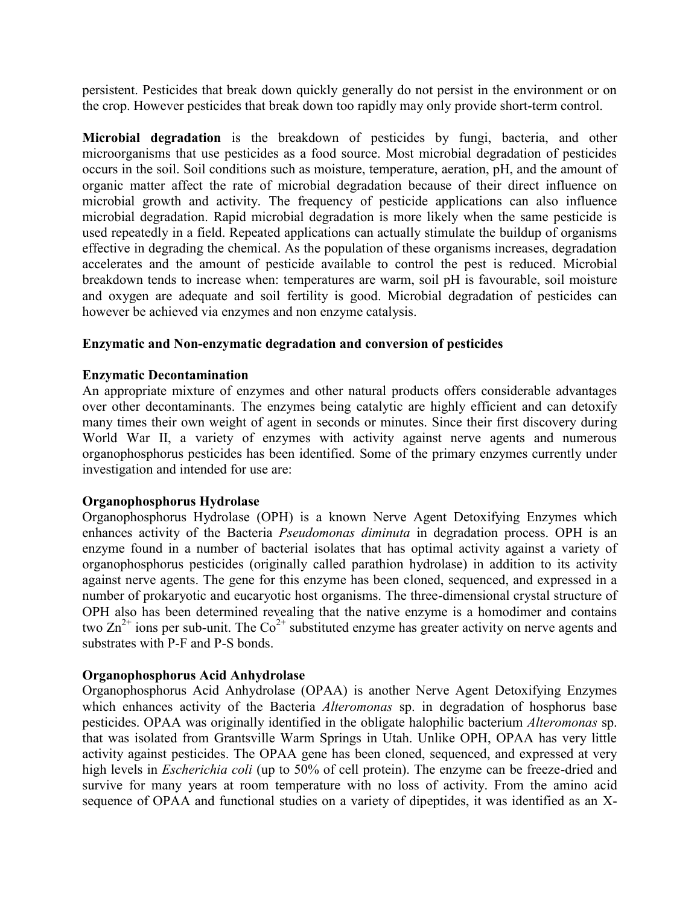persistent. Pesticides that break down quickly generally do not persist in the environment or on the crop. However pesticides that break down too rapidly may only provide short-term control.

**Microbial degradation** is the breakdown of pesticides by fungi, bacteria, and other microorganisms that use pesticides as a food source. Most microbial degradation of pesticides occurs in the soil. Soil conditions such as moisture, temperature, aeration, pH, and the amount of organic matter affect the rate of microbial degradation because of their direct influence on microbial growth and activity. The frequency of pesticide applications can also influence microbial degradation. Rapid microbial degradation is more likely when the same pesticide is used repeatedly in a field. Repeated applications can actually stimulate the buildup of organisms effective in degrading the chemical. As the population of these organisms increases, degradation accelerates and the amount of pesticide available to control the pest is reduced. Microbial breakdown tends to increase when: temperatures are warm, soil pH is favourable, soil moisture and oxygen are adequate and soil fertility is good. Microbial degradation of pesticides can however be achieved via enzymes and non enzyme catalysis.

**Enzymatic and Non-enzymatic degradation and conversion of pesticides**

**Enzymatic Decontamination**

An appropriate mixture of enzymes and other natural products offers considerable advantages over other decontaminants. The enzymes being catalytic are highly efficient and can detoxify many times their own weight of agent in seconds or minutes. Since their first discovery during World War II, a variety of enzymes with activity against nerve agents and numerous organophosphorus pesticides has been identified. Some of the primary enzymes currently under investigation and intended for use are:

**Organophosphorus Hydrolase**

Organophosphorus Hydrolase (OPH) is a known Nerve Agent Detoxifying Enzymes which enhances activity of the Bacteria *Pseudomonas diminuta* in degradation process. OPH is an enzyme found in a number of bacterial isolates that has optimal activity against a variety of organophosphorus pesticides (originally called parathion hydrolase) in addition to its activity against nerve agents. The gene for this enzyme has been cloned, sequenced, and expressed in a number of prokaryotic and eucaryotic host organisms. The three-dimensional crystal structure of OPH also has been determined revealing that the native enzyme is a homodimer and contains two $Zn^{2+}$ ions per sub-unit. The $Co^{2+}$ substituted enzyme has greater activity on nerve agents and substrates with P-F and P-S bonds.

**Organophosphorus Acid Anhydrolase**

Organophosphorus Acid Anhydrolase (OPAA) is another Nerve Agent Detoxifying Enzymes which enhances activity of the Bacteria *Alteromonas* sp. in degradation of hosphorus base pesticides. OPAA was originally identified in the obligate halophilic bacterium *Alteromonas* sp. that was isolated from Grantsville Warm Springs in Utah. Unlike OPH, OPAA has very little activity against pesticides. The OPAA gene has been cloned, sequenced, and expressed at very high levels in *Escherichia coli* (up to 50% of cell protein). The enzyme can be freeze-dried and survive for many years at room temperature with no loss of activity. From the amino acid sequence of OPAA and functional studies on a variety of dipeptides, it was identified as an X-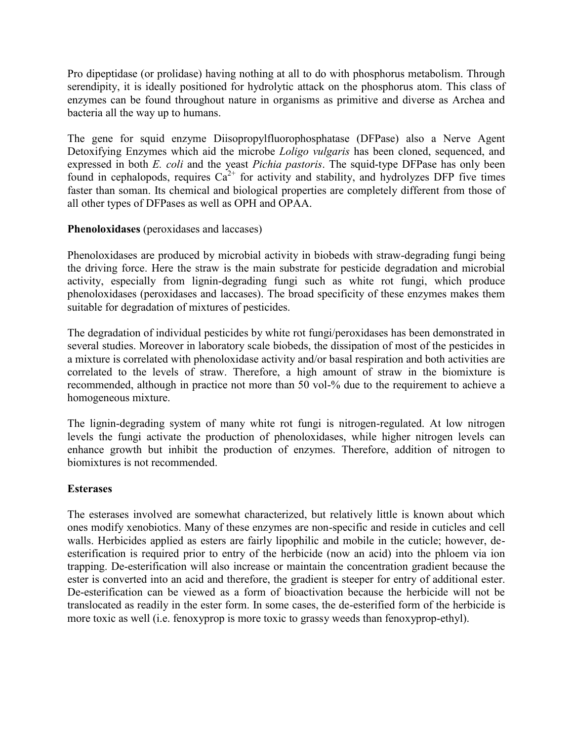Pro dipeptidase (or prolidase) having nothing at all to do with phosphorus metabolism. Through serendipity, it is ideally positioned for hydrolytic attack on the phosphorus atom. This class of enzymes can be found throughout nature in organisms as primitive and diverse as Archea and bacteria all the way up to humans.

The gene for squid enzyme Diisopropylfluorophosphatase (DFPase) also a Nerve Agent Detoxifying Enzymes which aid the microbe *Loligo vulgaris* has been cloned, sequenced, and expressed in both *E. coli* and the yeast *Pichia pastoris*. The squid-type DFPase has only been found in cephalopods, requires $Ca^{2+}$ for activity and stability, and hydrolyzes DFP five times faster than soman. Its chemical and biological properties are completely different from those of all other types of DFPases as well as OPH and OPAA.

**Phenoloxidases** (peroxidases and laccases)

Phenoloxidases are produced by microbial activity in biobeds with straw-degrading fungi being the driving force. Here the straw is the main substrate for pesticide degradation and microbial activity, especially from lignin-degrading fungi such as white rot fungi, which produce phenoloxidases (peroxidases and laccases). The broad specificity of these enzymes makes them suitable for degradation of mixtures of pesticides.

The degradation of individual pesticides by white rot fungi/peroxidases has been demonstrated in several studies. Moreover in laboratory scale biobeds, the dissipation of most of the pesticides in a mixture is correlated with phenoloxidase activity and/or basal respiration and both activities are correlated to the levels of straw. Therefore, a high amount of straw in the biomixture is recommended, although in practice not more than 50 vol-% due to the requirement to achieve a homogeneous mixture.

The lignin-degrading system of many white rot fungi is nitrogen-regulated. At low nitrogen levels the fungi activate the production of phenoloxidases, while higher nitrogen levels can enhance growth but inhibit the production of enzymes. Therefore, addition of nitrogen to biomixtures is not recommended.

**Esterases**

The esterases involved are somewhat characterized, but relatively little is known about which ones modify xenobiotics. Many of these enzymes are non-specific and reside in cuticles and cell walls. Herbicides applied as esters are fairly lipophilic and mobile in the cuticle; however, de-esterification is required prior to entry of the herbicide (now an acid) into the phloem via ion trapping. De-esterification will also increase or maintain the concentration gradient because the ester is converted into an acid and therefore, the gradient is steeper for entry of additional ester. De-esterification can be viewed as a form of bioactivation because the herbicide will not be translocated as readily in the ester form. In some cases, the de-esterified form of the herbicide is more toxic as well (i.e. fenoxyprop is more toxic to grassy weeds than fenoxyprop-ethyl).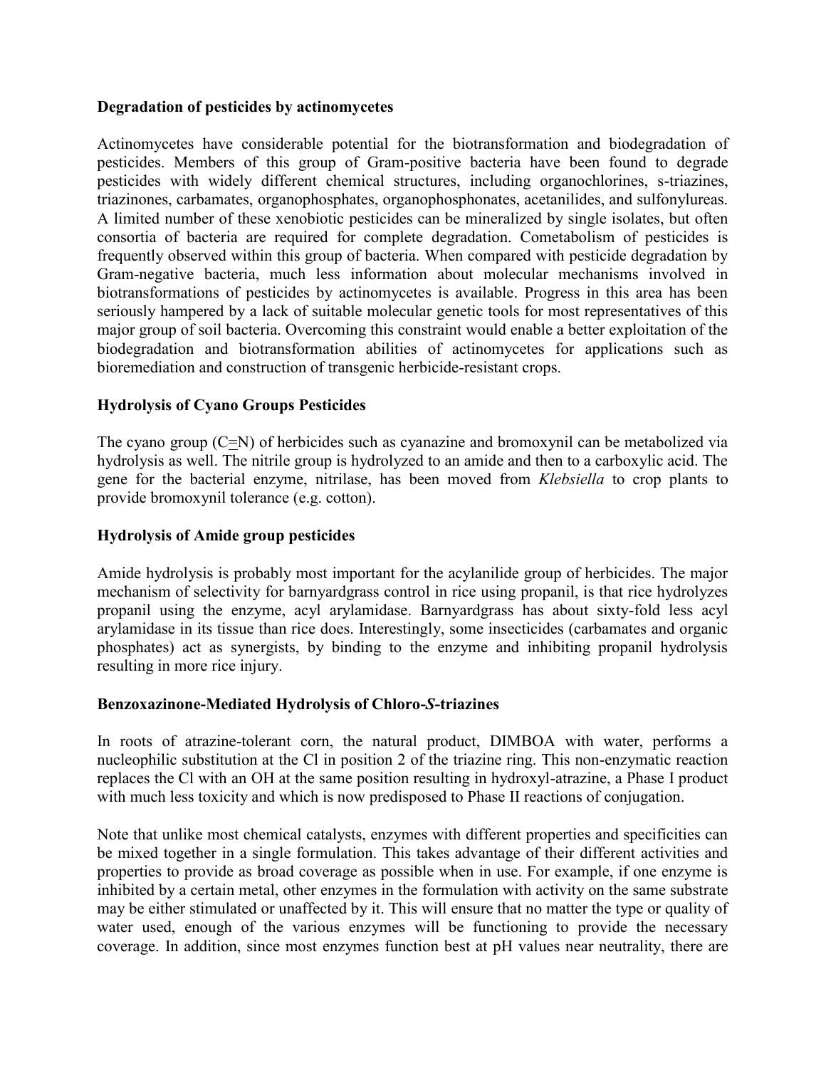**Degradation of pesticides by actinomycetes**

Actinomycetes have considerable potential for the biotransformation and biodegradation of pesticides. Members of this group of Gram-positive bacteria have been found to degrade pesticides with widely different chemical structures, including organochlorines, s-triazines, triazinones, carbamates, organophosphates, organophosphonates, acetanilides, and sulfonylureas. A limited number of these xenobiotic pesticides can be mineralized by single isolates, but often consortia of bacteria are required for complete degradation. Cometabolism of pesticides is frequently observed within this group of bacteria. When compared with pesticide degradation by Gram-negative bacteria, much less information about molecular mechanisms involved in biotransformations of pesticides by actinomycetes is available. Progress in this area has been seriously hampered by a lack of suitable molecular genetic tools for most representatives of this major group of soil bacteria. Overcoming this constraint would enable a better exploitation of the biodegradation and biotransformation abilities of actinomycetes for applications such as bioremediation and construction of transgenic herbicide-resistant crops.

**Hydrolysis of Cyano Groups Pesticides**

The cyano group (C≡N) of herbicides such as cyanazine and bromoxynil can be metabolized via hydrolysis as well. The nitrile group is hydrolyzed to an amide and then to a carboxylic acid. The gene for the bacterial enzyme, nitrilase, has been moved from *Klebsiella* to crop plants to provide bromoxynil tolerance (e.g. cotton).

**Hydrolysis of Amide group pesticides**

Amide hydrolysis is probably most important for the acylanilide group of herbicides. The major mechanism of selectivity for barnyardgrass control in rice using propanil, is that rice hydrolyzes propanil using the enzyme, acyl arylamidase. Barnyardgrass has about sixty-fold less acyl arylamidase in its tissue than rice does. Interestingly, some insecticides (carbamates and organic phosphates) act as synergists, by binding to the enzyme and inhibiting propanil hydrolysis resulting in more rice injury.

**Benzoxazinone-Mediated Hydrolysis of Chloro-*S*-triazines**

In roots of atrazine-tolerant corn, the natural product, DIMBOA with water, performs a nucleophilic substitution at the Cl in position 2 of the triazine ring. This non-enzymatic reaction replaces the Cl with an OH at the same position resulting in hydroxyl-atrazine, a Phase I product with much less toxicity and which is now predisposed to Phase II reactions of conjugation.

Note that unlike most chemical catalysts, enzymes with different properties and specificities can be mixed together in a single formulation. This takes advantage of their different activities and properties to provide as broad coverage as possible when in use. For example, if one enzyme is inhibited by a certain metal, other enzymes in the formulation with activity on the same substrate may be either stimulated or unaffected by it. This will ensure that no matter the type or quality of water used, enough of the various enzymes will be functioning to provide the necessary coverage. In addition, since most enzymes function best at pH values near neutrality, there are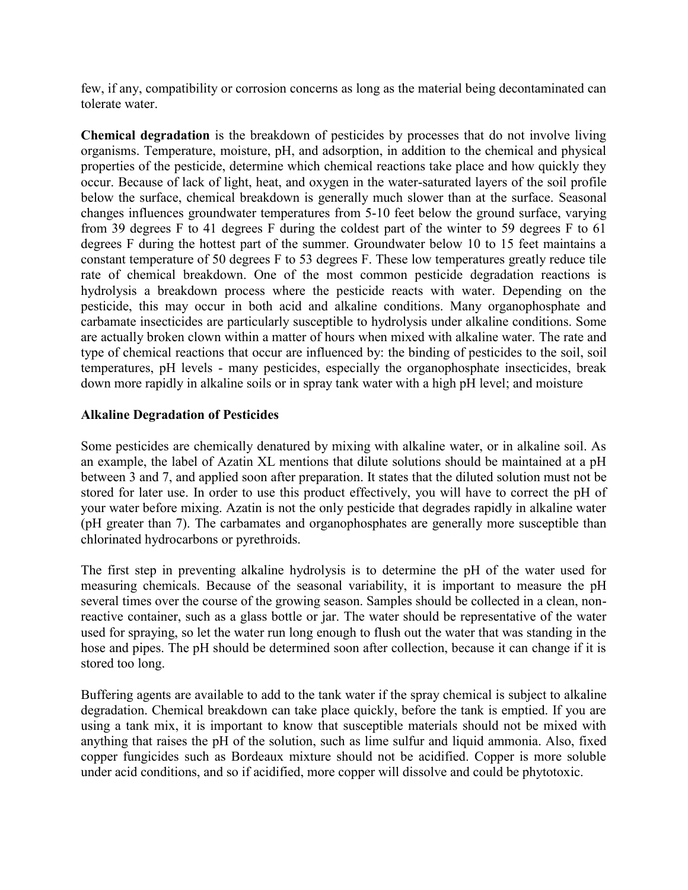few, if any, compatibility or corrosion concerns as long as the material being decontaminated can tolerate water.

**Chemical degradation** is the breakdown of pesticides by processes that do not involve living organisms. Temperature, moisture, pH, and adsorption, in addition to the chemical and physical properties of the pesticide, determine which chemical reactions take place and how quickly they occur. Because of lack of light, heat, and oxygen in the water-saturated layers of the soil profile below the surface, chemical breakdown is generally much slower than at the surface. Seasonal changes influences groundwater temperatures from 5-10 feet below the ground surface, varying from 39 degrees F to 41 degrees F during the coldest part of the winter to 59 degrees F to 61 degrees F during the hottest part of the summer. Groundwater below 10 to 15 feet maintains a constant temperature of 50 degrees F to 53 degrees F. These low temperatures greatly reduce tile rate of chemical breakdown. One of the most common pesticide degradation reactions is hydrolysis a breakdown process where the pesticide reacts with water. Depending on the pesticide, this may occur in both acid and alkaline conditions. Many organophosphate and carbamate insecticides are particularly susceptible to hydrolysis under alkaline conditions. Some are actually broken clown within a matter of hours when mixed with alkaline water. The rate and type of chemical reactions that occur are influenced by: the binding of pesticides to the soil, soil temperatures, pH levels - many pesticides, especially the organophosphate insecticides, break down more rapidly in alkaline soils or in spray tank water with a high pH level; and moisture

**Alkaline Degradation of Pesticides**

Some pesticides are chemically denatured by mixing with alkaline water, or in alkaline soil. As an example, the label of Azatin XL mentions that dilute solutions should be maintained at a pH between 3 and 7, and applied soon after preparation. It states that the diluted solution must not be stored for later use. In order to use this product effectively, you will have to correct the pH of your water before mixing. Azatin is not the only pesticide that degrades rapidly in alkaline water (pH greater than 7). The carbamates and organophosphates are generally more susceptible than chlorinated hydrocarbons or pyrethroids.

The first step in preventing alkaline hydrolysis is to determine the pH of the water used for measuring chemicals. Because of the seasonal variability, it is important to measure the pH several times over the course of the growing season. Samples should be collected in a clean, non-reactive container, such as a glass bottle or jar. The water should be representative of the water used for spraying, so let the water run long enough to flush out the water that was standing in the hose and pipes. The pH should be determined soon after collection, because it can change if it is stored too long.

Buffering agents are available to add to the tank water if the spray chemical is subject to alkaline degradation. Chemical breakdown can take place quickly, before the tank is emptied. If you are using a tank mix, it is important to know that susceptible materials should not be mixed with anything that raises the pH of the solution, such as lime sulfur and liquid ammonia. Also, fixed copper fungicides such as Bordeaux mixture should not be acidified. Copper is more soluble under acid conditions, and so if acidified, more copper will dissolve and could be phytotoxic.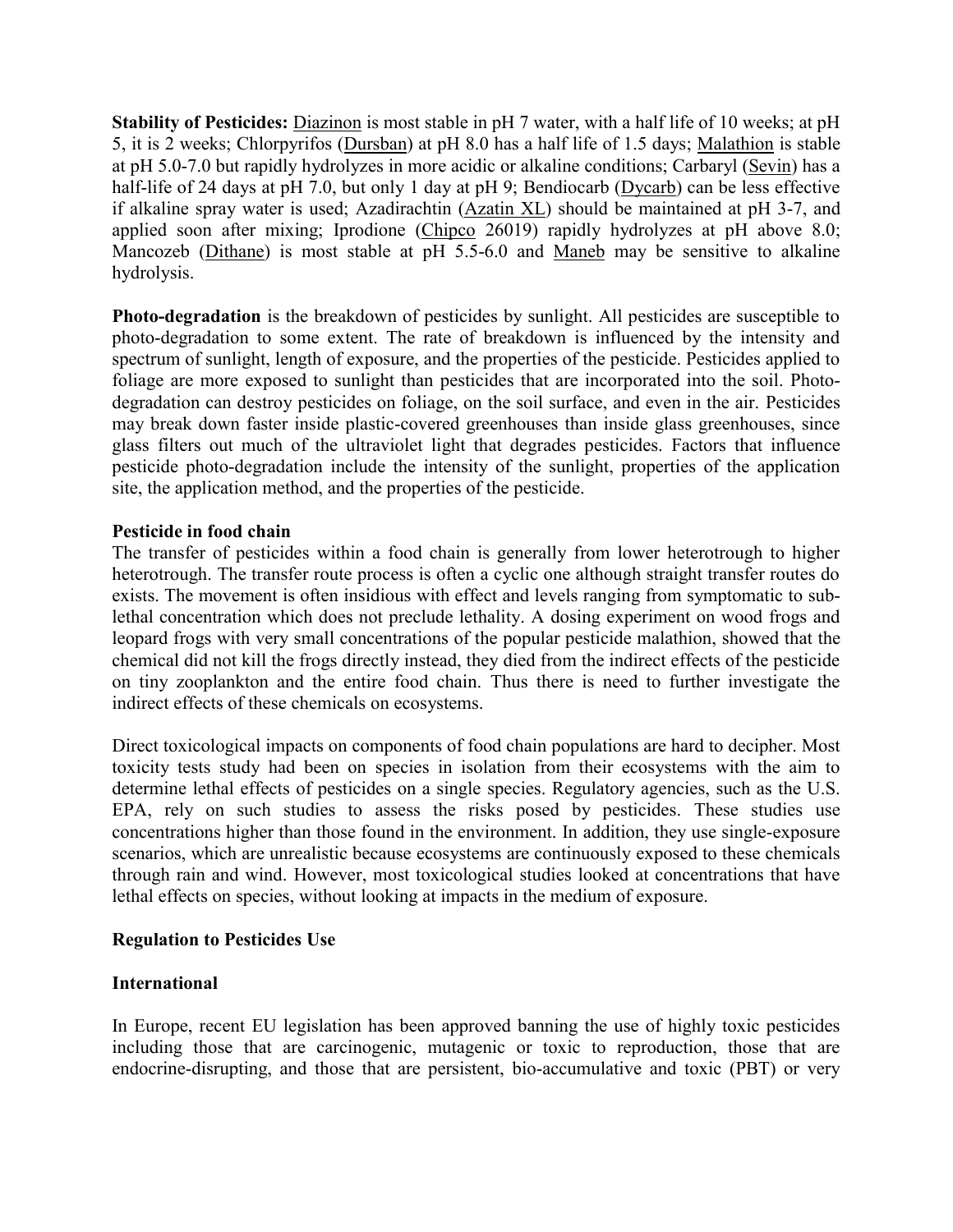**Stability of Pesticides:** Diazinon is most stable in pH 7 water, with a half life of 10 weeks; at pH 5, it is 2 weeks; Chlorpyrifos (Dursban) at pH 8.0 has a half life of 1.5 days; Malathion is stable at pH 5.0-7.0 but rapidly hydrolyzes in more acidic or alkaline conditions; Carbaryl (Sevin) has a half-life of 24 days at pH 7.0, but only 1 day at pH 9; Bendiocarb (Dycarb) can be less effective if alkaline spray water is used; Azadirachtin (Azatin XL) should be maintained at pH 3-7, and applied soon after mixing; Iprodione (Chipco 26019) rapidly hydrolyzes at pH above 8.0; Mancozeb (Dithane) is most stable at pH 5.5-6.0 and Maneb may be sensitive to alkaline hydrolysis.

**Photo-degradation** is the breakdown of pesticides by sunlight. All pesticides are susceptible to photo-degradation to some extent. The rate of breakdown is influenced by the intensity and spectrum of sunlight, length of exposure, and the properties of the pesticide. Pesticides applied to foliage are more exposed to sunlight than pesticides that are incorporated into the soil. Photo-degradation can destroy pesticides on foliage, on the soil surface, and even in the air. Pesticides may break down faster inside plastic-covered greenhouses than inside glass greenhouses, since glass filters out much of the ultraviolet light that degrades pesticides. Factors that influence pesticide photo-degradation include the intensity of the sunlight, properties of the application site, the application method, and the properties of the pesticide.

**Pesticide in food chain**

The transfer of pesticides within a food chain is generally from lower heterotrough to higher heterotrough. The transfer route process is often a cyclic one although straight transfer routes do exists. The movement is often insidious with effect and levels ranging from symptomatic to sub-lethal concentration which does not preclude lethality. A dosing experiment on wood frogs and leopard frogs with very small concentrations of the popular pesticide malathion, showed that the chemical did not kill the frogs directly instead, they died from the indirect effects of the pesticide on tiny zooplankton and the entire food chain. Thus there is need to further investigate the indirect effects of these chemicals on ecosystems.

Direct toxicological impacts on components of food chain populations are hard to decipher. Most toxicity tests study had been on species in isolation from their ecosystems with the aim to determine lethal effects of pesticides on a single species. Regulatory agencies, such as the U.S. EPA, rely on such studies to assess the risks posed by pesticides. These studies use concentrations higher than those found in the environment. In addition, they use single-exposure scenarios, which are unrealistic because ecosystems are continuously exposed to these chemicals through rain and wind. However, most toxicological studies looked at concentrations that have lethal effects on species, without looking at impacts in the medium of exposure.

**Regulation to Pesticides Use**

**International**

In Europe, recent EU legislation has been approved banning the use of highly toxic pesticides including those that are carcinogenic, mutagenic or toxic to reproduction, those that are endocrine-disrupting, and those that are persistent, bio-accumulative and toxic (PBT) or very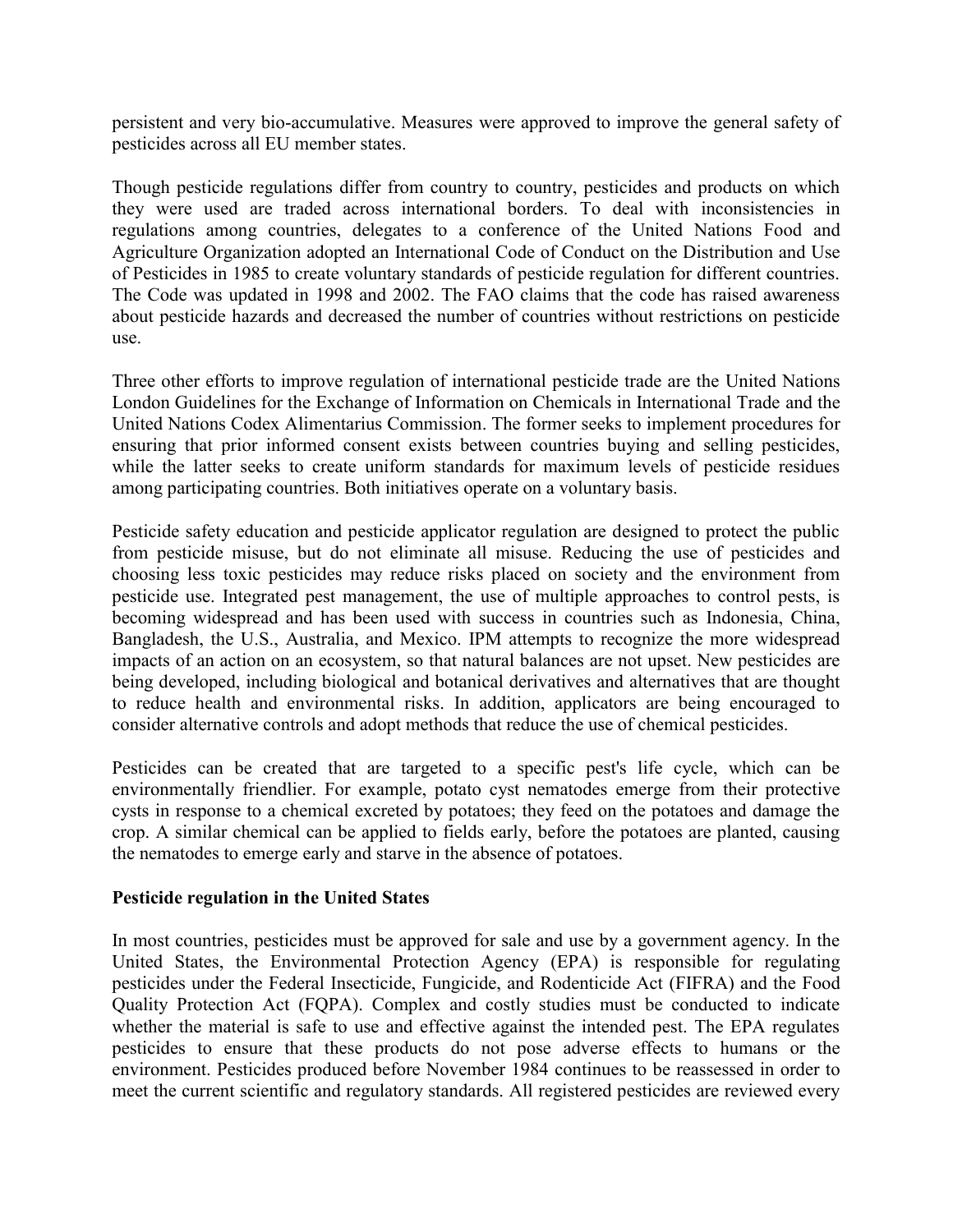persistent and very bio-accumulative. Measures were approved to improve the general safety of pesticides across all EU member states.

Though pesticide regulations differ from country to country, pesticides and products on which they were used are traded across international borders. To deal with inconsistencies in regulations among countries, delegates to a conference of the United Nations Food and Agriculture Organization adopted an International Code of Conduct on the Distribution and Use of Pesticides in 1985 to create voluntary standards of pesticide regulation for different countries. The Code was updated in 1998 and 2002. The FAO claims that the code has raised awareness about pesticide hazards and decreased the number of countries without restrictions on pesticide use.

Three other efforts to improve regulation of international pesticide trade are the United Nations London Guidelines for the Exchange of Information on Chemicals in International Trade and the United Nations Codex Alimentarius Commission. The former seeks to implement procedures for ensuring that prior informed consent exists between countries buying and selling pesticides, while the latter seeks to create uniform standards for maximum levels of pesticide residues among participating countries. Both initiatives operate on a voluntary basis.

Pesticide safety education and pesticide applicator regulation are designed to protect the public from pesticide misuse, but do not eliminate all misuse. Reducing the use of pesticides and choosing less toxic pesticides may reduce risks placed on society and the environment from pesticide use. Integrated pest management, the use of multiple approaches to control pests, is becoming widespread and has been used with success in countries such as Indonesia, China, Bangladesh, the U.S., Australia, and Mexico. IPM attempts to recognize the more widespread impacts of an action on an ecosystem, so that natural balances are not upset. New pesticides are being developed, including biological and botanical derivatives and alternatives that are thought to reduce health and environmental risks. In addition, applicators are being encouraged to consider alternative controls and adopt methods that reduce the use of chemical pesticides.

Pesticides can be created that are targeted to a specific pest's life cycle, which can be environmentally friendlier. For example, potato cyst nematodes emerge from their protective cysts in response to a chemical excreted by potatoes; they feed on the potatoes and damage the crop. A similar chemical can be applied to fields early, before the potatoes are planted, causing the nematodes to emerge early and starve in the absence of potatoes.

**Pesticide regulation in the United States**

In most countries, pesticides must be approved for sale and use by a government agency. In the United States, the Environmental Protection Agency (EPA) is responsible for regulating pesticides under the Federal Insecticide, Fungicide, and Rodenticide Act (FIFRA) and the Food Quality Protection Act (FQPA). Complex and costly studies must be conducted to indicate whether the material is safe to use and effective against the intended pest. The EPA regulates pesticides to ensure that these products do not pose adverse effects to humans or the environment. Pesticides produced before November 1984 continues to be reassessed in order to meet the current scientific and regulatory standards. All registered pesticides are reviewed every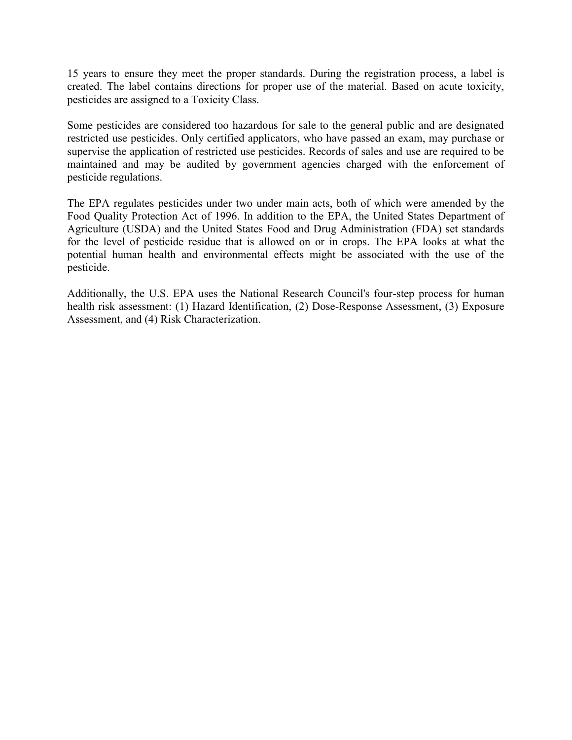15 years to ensure they meet the proper standards. During the registration process, a label is created. The label contains directions for proper use of the material. Based on acute toxicity, pesticides are assigned to a Toxicity Class.

Some pesticides are considered too hazardous for sale to the general public and are designated restricted use pesticides. Only certified applicators, who have passed an exam, may purchase or supervise the application of restricted use pesticides. Records of sales and use are required to be maintained and may be audited by government agencies charged with the enforcement of pesticide regulations.

The EPA regulates pesticides under two under main acts, both of which were amended by the Food Quality Protection Act of 1996. In addition to the EPA, the United States Department of Agriculture (USDA) and the United States Food and Drug Administration (FDA) set standards for the level of pesticide residue that is allowed on or in crops. The EPA looks at what the potential human health and environmental effects might be associated with the use of the pesticide.

Additionally, the U.S. EPA uses the National Research Council's four-step process for human health risk assessment: (1) Hazard Identification, (2) Dose-Response Assessment, (3) Exposure Assessment, and (4) Risk Characterization.